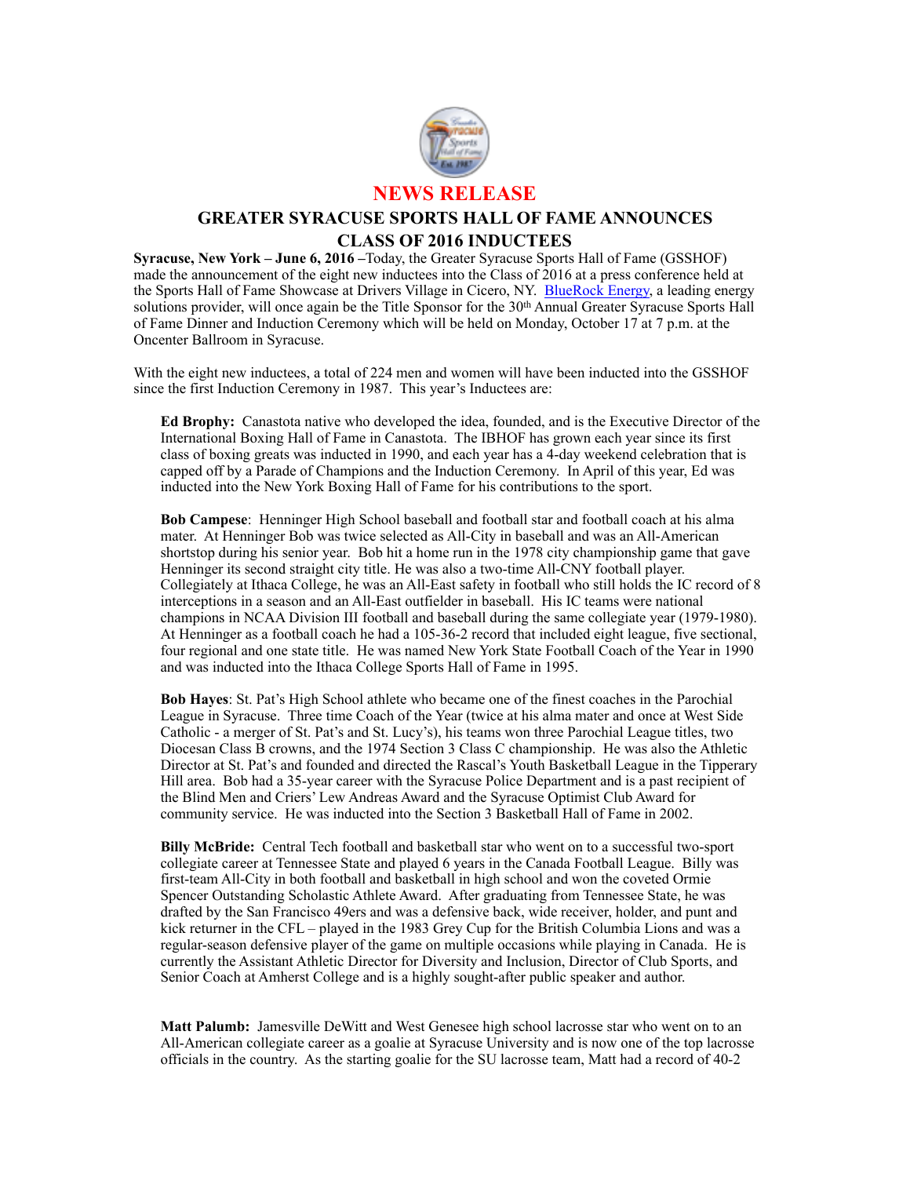# NEWS RELEASE

## GREATER SYRACUSE SPORTS HALL OF FAME ANNOUNCES CLASS OF 2016 INDUCTEES

**Syracuse, New York – June 6, 2016 –**Today, the Greater Syracuse Sports Hall of Fame (GSSHOF) made the announcement of the eight new inductees into the Class of 2016 at a press conference held at the Sports Hall of Fame Showcase at Drivers Village in Cicero, NY. BlueRock Energy, a leading energy solutions provider, will once again be the Title Sponsor for the 30th Annual Greater Syracuse Sports Hall of Fame Dinner and Induction Ceremony which will be held on Monday, October 17 at 7 p.m. at the Oncenter Ballroom in Syracuse.

With the eight new inductees, a total of 224 men and women will have been inducted into the GSSHOF since the first Induction Ceremony in 1987. This year's Inductees are:

**Ed Brophy:** Canastota native who developed the idea, founded, and is the Executive Director of the International Boxing Hall of Fame in Canastota. The IBHOF has grown each year since its first class of boxing greats was inducted in 1990, and each year has a 4-day weekend celebration that is capped off by a Parade of Champions and the Induction Ceremony. In April of this year, Ed was inducted into the New York Boxing Hall of Fame for his contributions to the sport.

**Bob Campese**: Henninger High School baseball and football star and football coach at his alma mater. At Henninger Bob was twice selected as All-City in baseball and was an All-American shortstop during his senior year. Bob hit a home run in the 1978 city championship game that gave Henninger its second straight city title. He was also a two-time All-CNY football player. Collegiately at Ithaca College, he was an All-East safety in football who still holds the IC record of 8 interceptions in a season and an All-East outfielder in baseball. His IC teams were national champions in NCAA Division III football and baseball during the same collegiate year (1979-1980). At Henninger as a football coach he had a 105-36-2 record that included eight league, five sectional, four regional and one state title. He was named New York State Football Coach of the Year in 1990 and was inducted into the Ithaca College Sports Hall of Fame in 1995.

**Bob Hayes**: St. Pat's High School athlete who became one of the finest coaches in the Parochial League in Syracuse. Three time Coach of the Year (twice at his alma mater and once at West Side Catholic - a merger of St. Pat's and St. Lucy's), his teams won three Parochial League titles, two Diocesan Class B crowns, and the 1974 Section 3 Class C championship. He was also the Athletic Director at St. Pat's and founded and directed the Rascal's Youth Basketball League in the Tipperary Hill area. Bob had a 35-year career with the Syracuse Police Department and is a past recipient of the Blind Men and Criers' Lew Andreas Award and the Syracuse Optimist Club Award for community service. He was inducted into the Section 3 Basketball Hall of Fame in 2002.

**Billy McBride:** Central Tech football and basketball star who went on to a successful two-sport collegiate career at Tennessee State and played 6 years in the Canada Football League. Billy was first-team All-City in both football and basketball in high school and won the coveted Ormie Spencer Outstanding Scholastic Athlete Award. After graduating from Tennessee State, he was drafted by the San Francisco 49ers and was a defensive back, wide receiver, holder, and punt and kick returner in the CFL – played in the 1983 Grey Cup for the British Columbia Lions and was a regular-season defensive player of the game on multiple occasions while playing in Canada. He is currently the Assistant Athletic Director for Diversity and Inclusion, Director of Club Sports, and Senior Coach at Amherst College and is a highly sought-after public speaker and author.

**Matt Palumb:** Jamesville DeWitt and West Genesee high school lacrosse star who went on to an All-American collegiate career as a goalie at Syracuse University and is now one of the top lacrosse officials in the country. As the starting goalie for the SU lacrosse team, Matt had a record of 40-2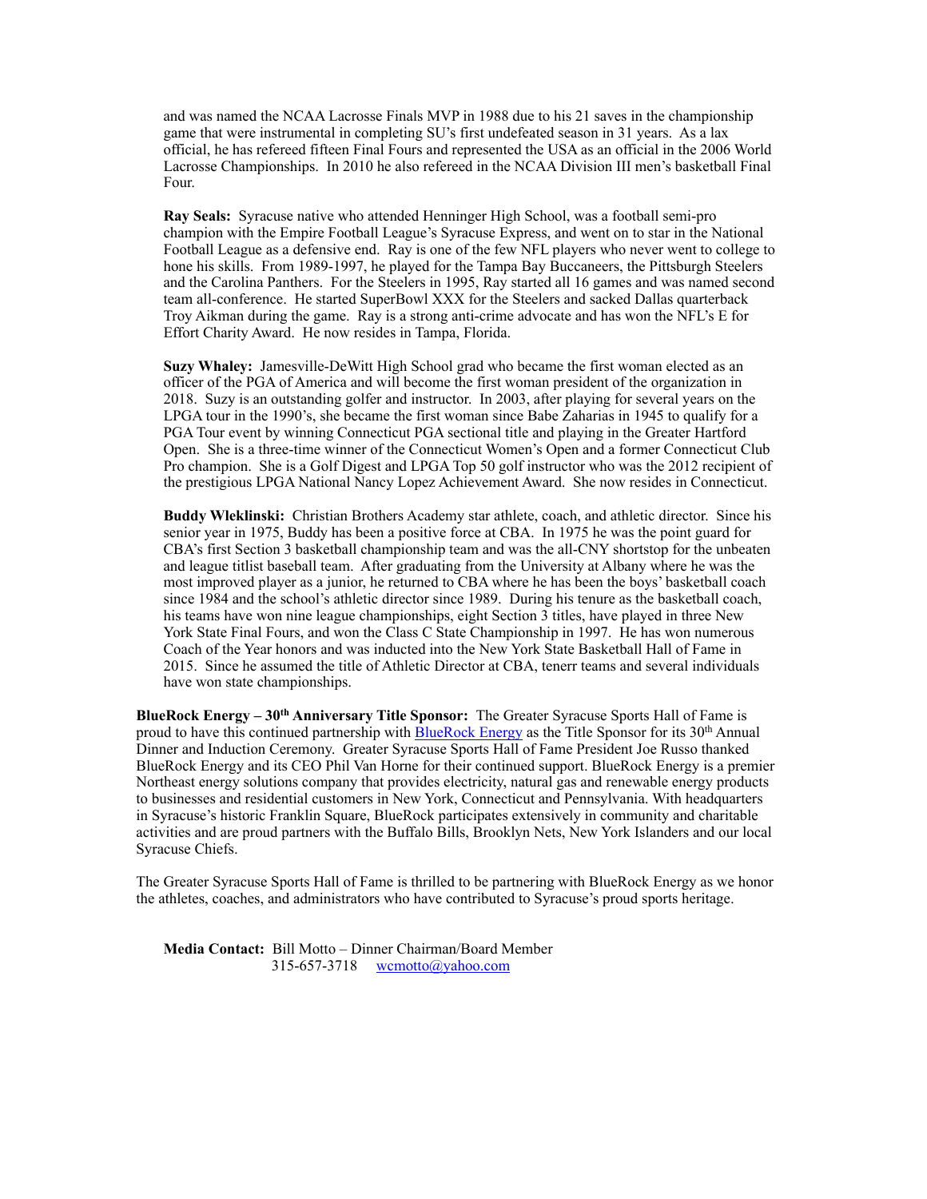and was named the NCAA Lacrosse Finals MVP in 1988 due to his 21 saves in the championship game that were instrumental in completing SU's first undefeated season in 31 years. As a lax official, he has refereed fifteen Final Fours and represented the USA as an official in the 2006 World Lacrosse Championships. In 2010 he also refereed in the NCAA Division III men's basketball Final Four.

**Ray Seals:** Syracuse native who attended Henninger High School, was a football semi-pro champion with the Empire Football League's Syracuse Express, and went on to star in the National Football League as a defensive end. Ray is one of the few NFL players who never went to college to hone his skills. From 1989-1997, he played for the Tampa Bay Buccaneers, the Pittsburgh Steelers and the Carolina Panthers. For the Steelers in 1995, Ray started all 16 games and was named second team all-conference. He started SuperBowl XXX for the Steelers and sacked Dallas quarterback Troy Aikman during the game. Ray is a strong anti-crime advocate and has won the NFL's E for Effort Charity Award. He now resides in Tampa, Florida.

**Suzy Whaley:** Jamesville-DeWitt High School grad who became the first woman elected as an officer of the PGA of America and will become the first woman president of the organization in 2018. Suzy is an outstanding golfer and instructor. In 2003, after playing for several years on the LPGA tour in the 1990's, she became the first woman since Babe Zaharias in 1945 to qualify for a PGA Tour event by winning Connecticut PGA sectional title and playing in the Greater Hartford Open. She is a three-time winner of the Connecticut Women's Open and a former Connecticut Club Pro champion. She is a Golf Digest and LPGA Top 50 golf instructor who was the 2012 recipient of the prestigious LPGA National Nancy Lopez Achievement Award. She now resides in Connecticut.

**Buddy Wleklinski:** Christian Brothers Academy star athlete, coach, and athletic director. Since his senior year in 1975, Buddy has been a positive force at CBA. In 1975 he was the point guard for CBA's first Section 3 basketball championship team and was the all-CNY shortstop for the unbeaten and league titlist baseball team. After graduating from the University at Albany where he was the most improved player as a junior, he returned to CBA where he has been the boys' basketball coach since 1984 and the school's athletic director since 1989. During his tenure as the basketball coach, his teams have won nine league championships, eight Section 3 titles, have played in three New York State Final Fours, and won the Class C State Championship in 1997. He has won numerous Coach of the Year honors and was inducted into the New York State Basketball Hall of Fame in 2015. Since he assumed the title of Athletic Director at CBA, tenerr teams and several individuals have won state championships.

**BlueRock Energy – 30th Anniversary Title Sponsor:** The Greater Syracuse Sports Hall of Fame is proud to have this continued partnership with BlueRock Energy as the Title Sponsor for its 30th Annual Dinner and Induction Ceremony. Greater Syracuse Sports Hall of Fame President Joe Russo thanked BlueRock Energy and its CEO Phil Van Horne for their continued support. BlueRock Energy is a premier Northeast energy solutions company that provides electricity, natural gas and renewable energy products to businesses and residential customers in New York, Connecticut and Pennsylvania. With headquarters in Syracuse's historic Franklin Square, BlueRock participates extensively in community and charitable activities and are proud partners with the Buffalo Bills, Brooklyn Nets, New York Islanders and our local Syracuse Chiefs.

The Greater Syracuse Sports Hall of Fame is thrilled to be partnering with BlueRock Energy as we honor the athletes, coaches, and administrators who have contributed to Syracuse's proud sports heritage.

**Media Contact:** Bill Motto – Dinner Chairman/Board Member
315-657-3718 wcmotto@yahoo.com